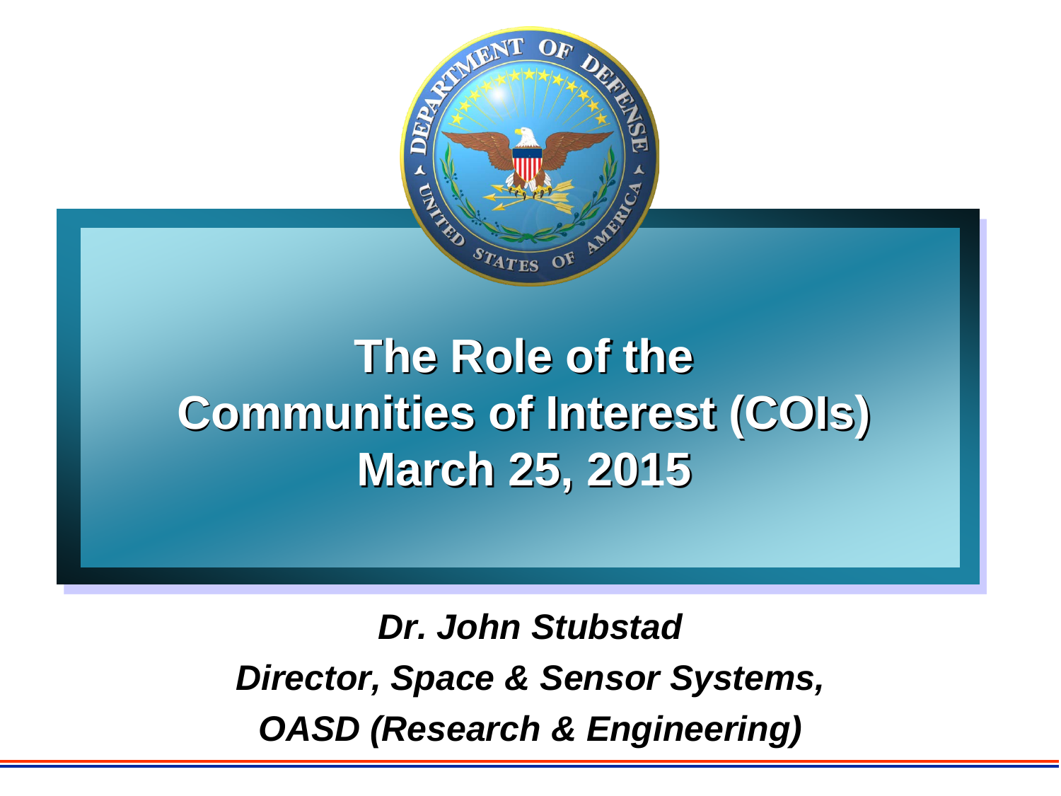# The Role of the Communities of Interest (COIs) March 25, 2015

*Dr. John Stubstad*

*Director, Space & Sensor Systems,*

*OASD (Research & Engineering)*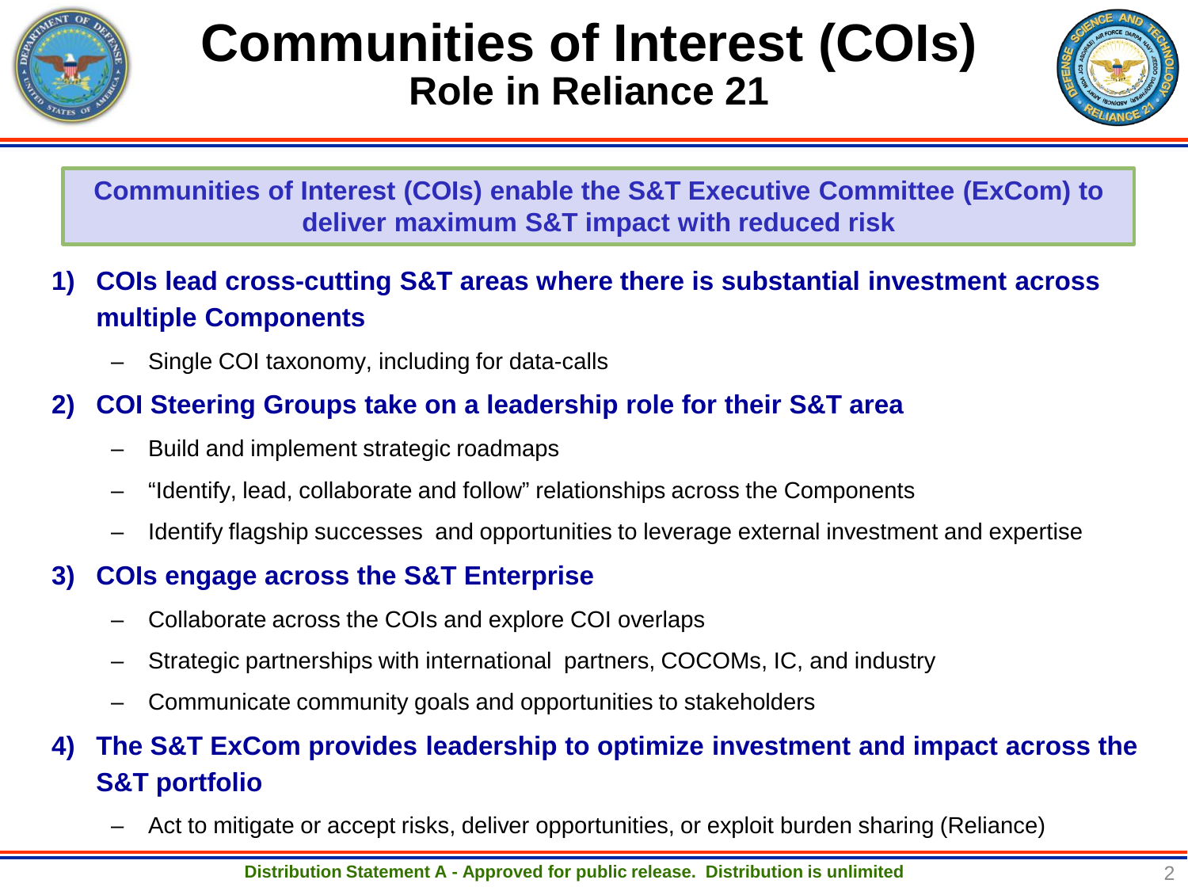# Communities of Interest (COIs)
## Role in Reliance 21

**Communities of Interest (COIs) enable the S&T Executive Committee (ExCom) to deliver maximum S&T impact with reduced risk**

1) **COIs lead cross-cutting S&T areas where there is substantial investment across multiple Components**
   - Single COI taxonomy, including for data-calls
2) **COI Steering Groups take on a leadership role for their S&T area**
   - Build and implement strategic roadmaps
   - "Identify, lead, collaborate and follow" relationships across the Components
   - Identify flagship successes and opportunities to leverage external investment and expertise
3) **COIs engage across the S&T Enterprise**
   - Collaborate across the COIs and explore COI overlaps
   - Strategic partnerships with international partners, COCOMs, IC, and industry
   - Communicate community goals and opportunities to stakeholders
4) **The S&T ExCom provides leadership to optimize investment and impact across the S&T portfolio**
   - Act to mitigate or accept risks, deliver opportunities, or exploit burden sharing (Reliance)

Distribution Statement A - Approved for public release. Distribution is unlimited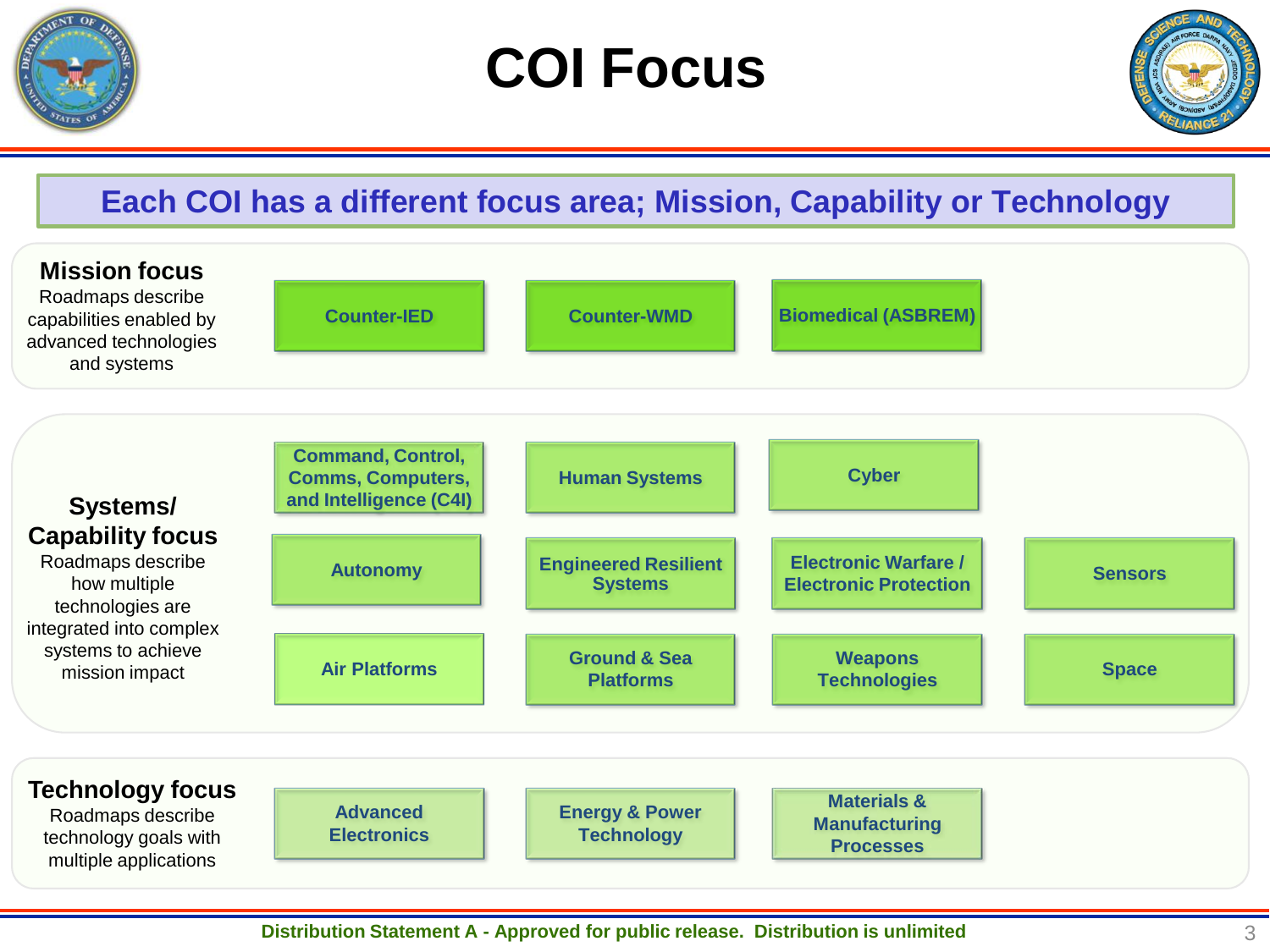# COI Focus

**Each COI has a different focus area; Mission, Capability or Technology**

## Mission focus

Roadmaps describe capabilities enabled by advanced technologies and systems

- Counter-IED
- Counter-WMD
- Biomedical (ASBREM)

## Systems/ Capability focus

Roadmaps describe how multiple technologies are integrated into complex systems to achieve mission impact

- Command, Control, Comms, Computers, and Intelligence (C4I)
- Human Systems
- Cyber
- Autonomy
- Engineered Resilient Systems
- Electronic Warfare / Electronic Protection
- Sensors
- Air Platforms
- Ground & Sea Platforms
- Weapons Technologies
- Space

## Technology focus

Roadmaps describe technology goals with multiple applications

- Advanced Electronics
- Energy & Power Technology
- Materials & Manufacturing Processes

Distribution Statement A - Approved for public release. Distribution is unlimited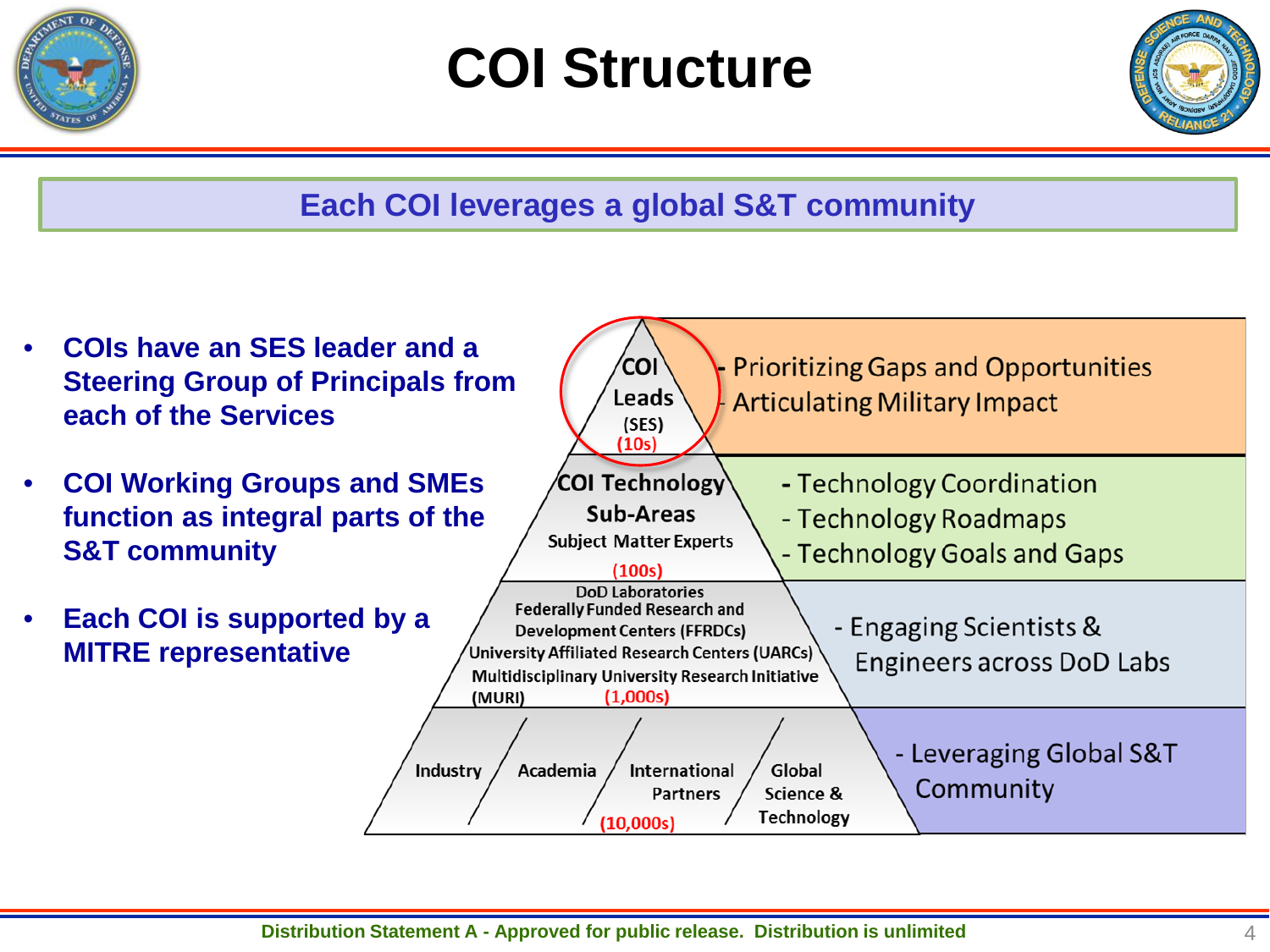# COI Structure

**Each COI leverages a global S&T community**

- **COIs have an SES leader and a Steering Group of Principals from each of the Services**
- **COI Working Groups and SMEs function as integral parts of the S&T community**
- **Each COI is supported by a MITRE representative**

| Level | Role |
| --- | --- |
| COI Leads (SES) (10s) | - Prioritizing Gaps and Opportunities<br>- Articulating Military Impact |
| COI Technology Sub-Areas<br>Subject Matter Experts (100s) | - Technology Coordination<br>- Technology Roadmaps<br>- Technology Goals and Gaps |
| DoD Laboratories<br>Federally Funded Research and Development Centers (FFRDCs)<br>University Affiliated Research Centers (UARCs)<br>Multidisciplinary University Research Initiative (MURI) (1,000s) | - Engaging Scientists & Engineers across DoD Labs |
| Industry / Academia / International Partners / Global Science & Technology (10,000s) | - Leveraging Global S&T Community |

Distribution Statement A - Approved for public release. Distribution is unlimited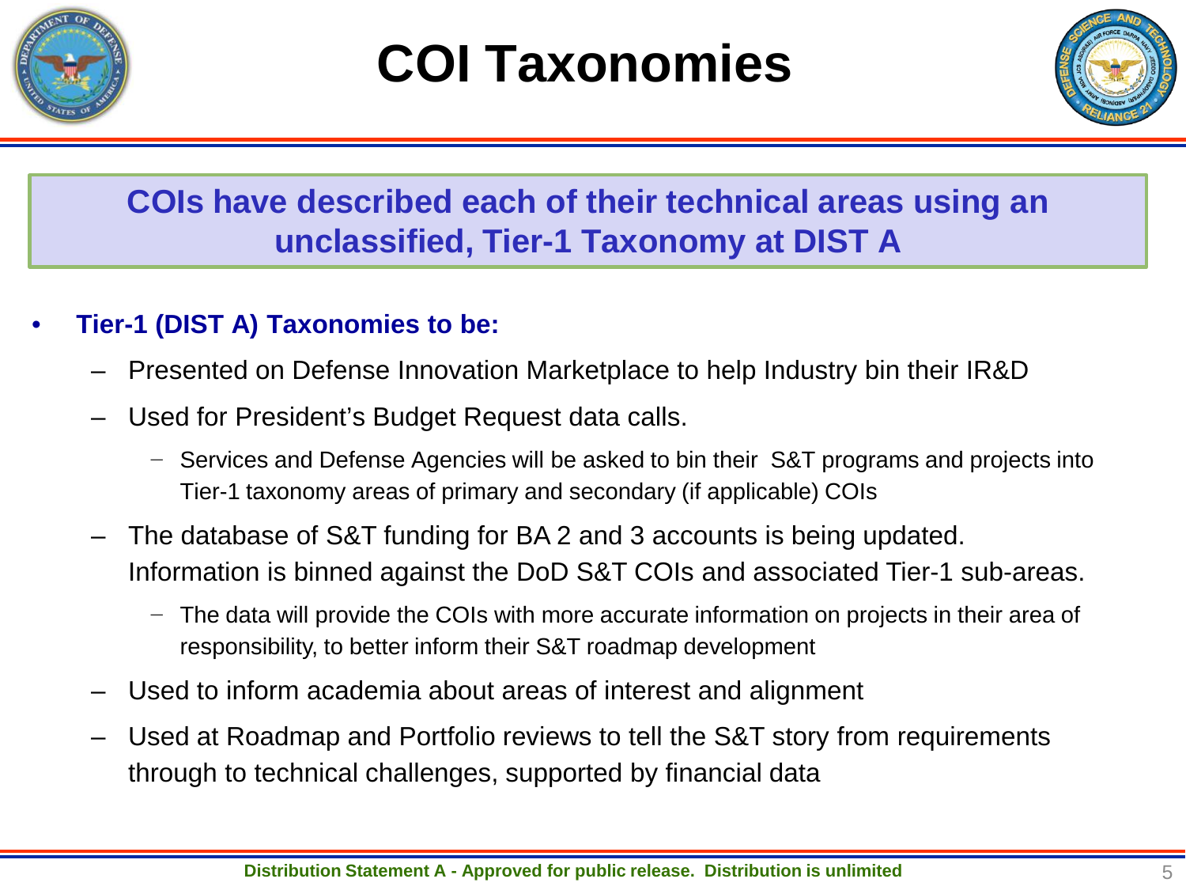# COI Taxonomies

**COIs have described each of their technical areas using an unclassified, Tier-1 Taxonomy at DIST A**

- **Tier-1 (DIST A) Taxonomies to be:**
  - Presented on Defense Innovation Marketplace to help Industry bin their IR&D
  - Used for President's Budget Request data calls.
    - Services and Defense Agencies will be asked to bin their S&T programs and projects into Tier-1 taxonomy areas of primary and secondary (if applicable) COIs
  - The database of S&T funding for BA 2 and 3 accounts is being updated. Information is binned against the DoD S&T COIs and associated Tier-1 sub-areas.
    - The data will provide the COIs with more accurate information on projects in their area of responsibility, to better inform their S&T roadmap development
  - Used to inform academia about areas of interest and alignment
  - Used at Roadmap and Portfolio reviews to tell the S&T story from requirements through to technical challenges, supported by financial data

Distribution Statement A - Approved for public release. Distribution is unlimited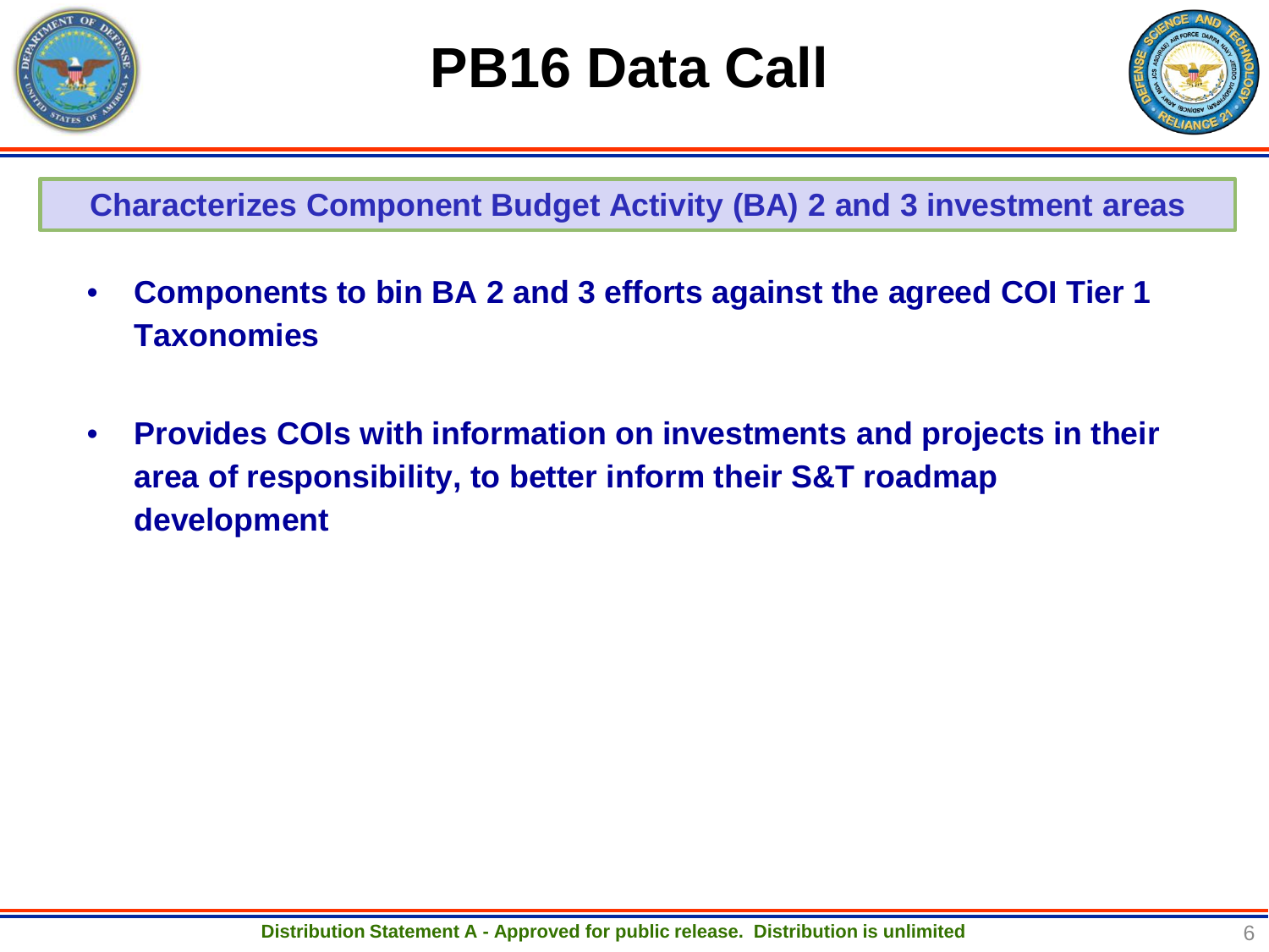# PB16 Data Call

**Characterizes Component Budget Activity (BA) 2 and 3 investment areas**

- **Components to bin BA 2 and 3 efforts against the agreed COI Tier 1 Taxonomies**
- **Provides COIs with information on investments and projects in their area of responsibility, to better inform their S&T roadmap development**

Distribution Statement A - Approved for public release. Distribution is unlimited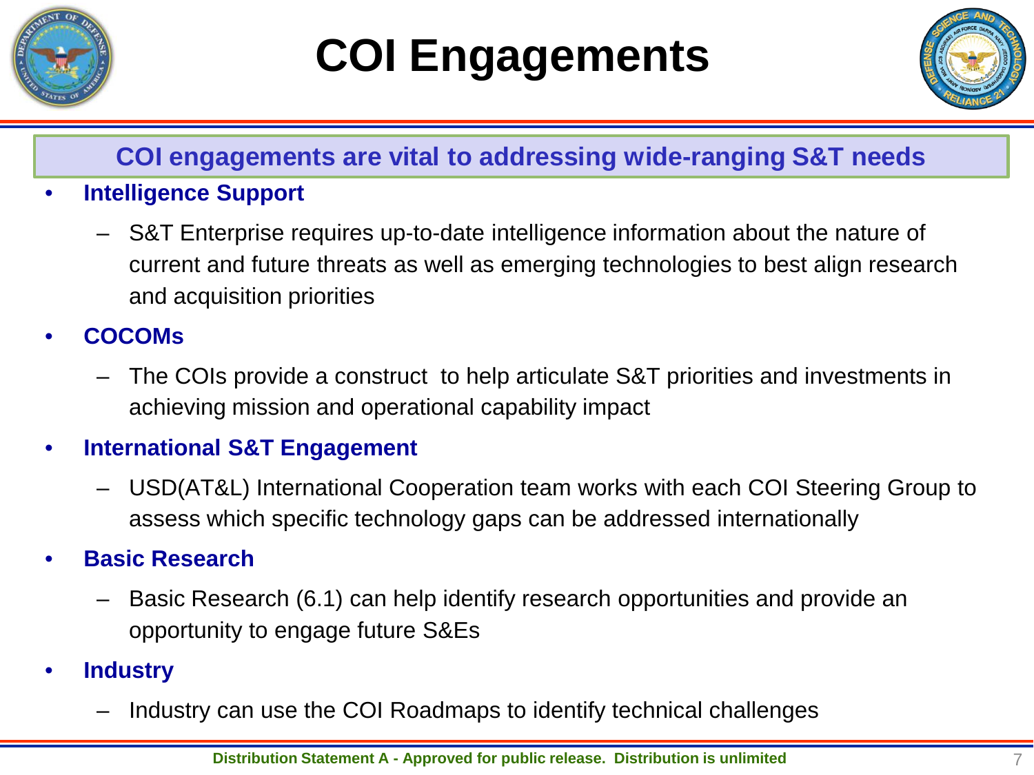# COI Engagements

**COI engagements are vital to addressing wide-ranging S&T needs**

- **Intelligence Support**
  - S&T Enterprise requires up-to-date intelligence information about the nature of current and future threats as well as emerging technologies to best align research and acquisition priorities
- **COCOMs**
  - The COIs provide a construct to help articulate S&T priorities and investments in achieving mission and operational capability impact
- **International S&T Engagement**
  - USD(AT&L) International Cooperation team works with each COI Steering Group to assess which specific technology gaps can be addressed internationally
- **Basic Research**
  - Basic Research (6.1) can help identify research opportunities and provide an opportunity to engage future S&Es
- **Industry**
  - Industry can use the COI Roadmaps to identify technical challenges

Distribution Statement A - Approved for public release. Distribution is unlimited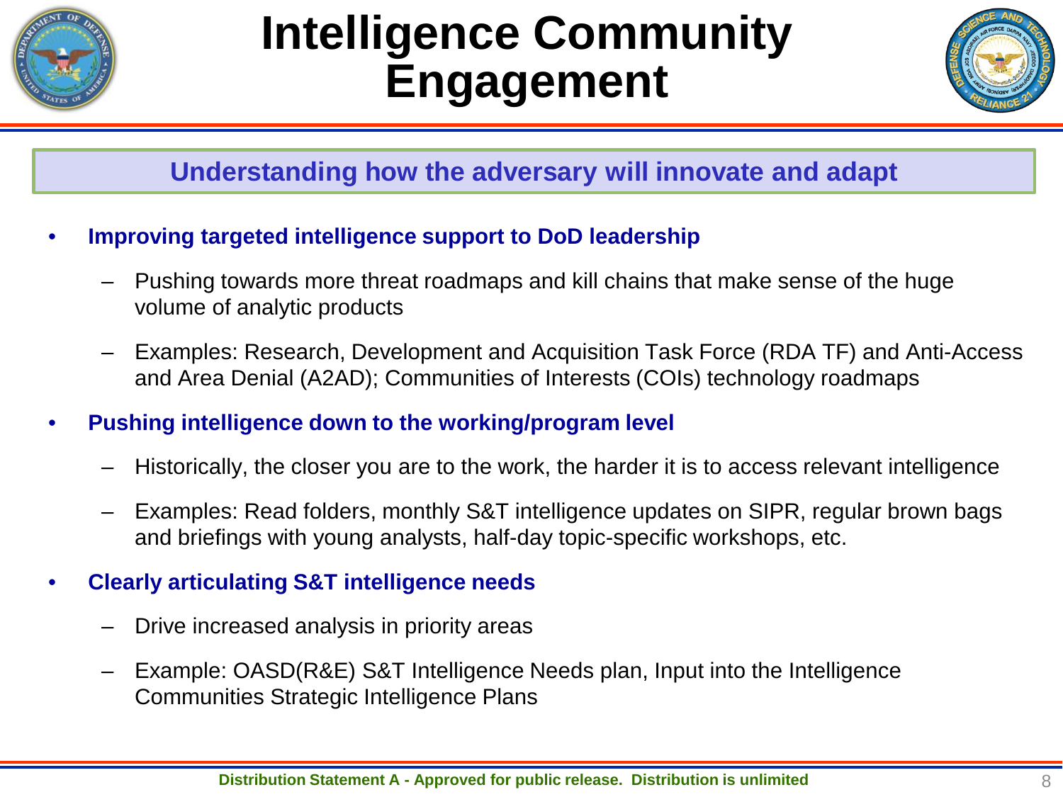# Intelligence Community Engagement

**Understanding how the adversary will innovate and adapt**

- **Improving targeted intelligence support to DoD leadership**
  - Pushing towards more threat roadmaps and kill chains that make sense of the huge volume of analytic products
  - Examples: Research, Development and Acquisition Task Force (RDA TF) and Anti-Access and Area Denial (A2AD); Communities of Interests (COIs) technology roadmaps
- **Pushing intelligence down to the working/program level**
  - Historically, the closer you are to the work, the harder it is to access relevant intelligence
  - Examples: Read folders, monthly S&T intelligence updates on SIPR, regular brown bags and briefings with young analysts, half-day topic-specific workshops, etc.
- **Clearly articulating S&T intelligence needs**
  - Drive increased analysis in priority areas
  - Example: OASD(R&E) S&T Intelligence Needs plan, Input into the Intelligence Communities Strategic Intelligence Plans

Distribution Statement A - Approved for public release. Distribution is unlimited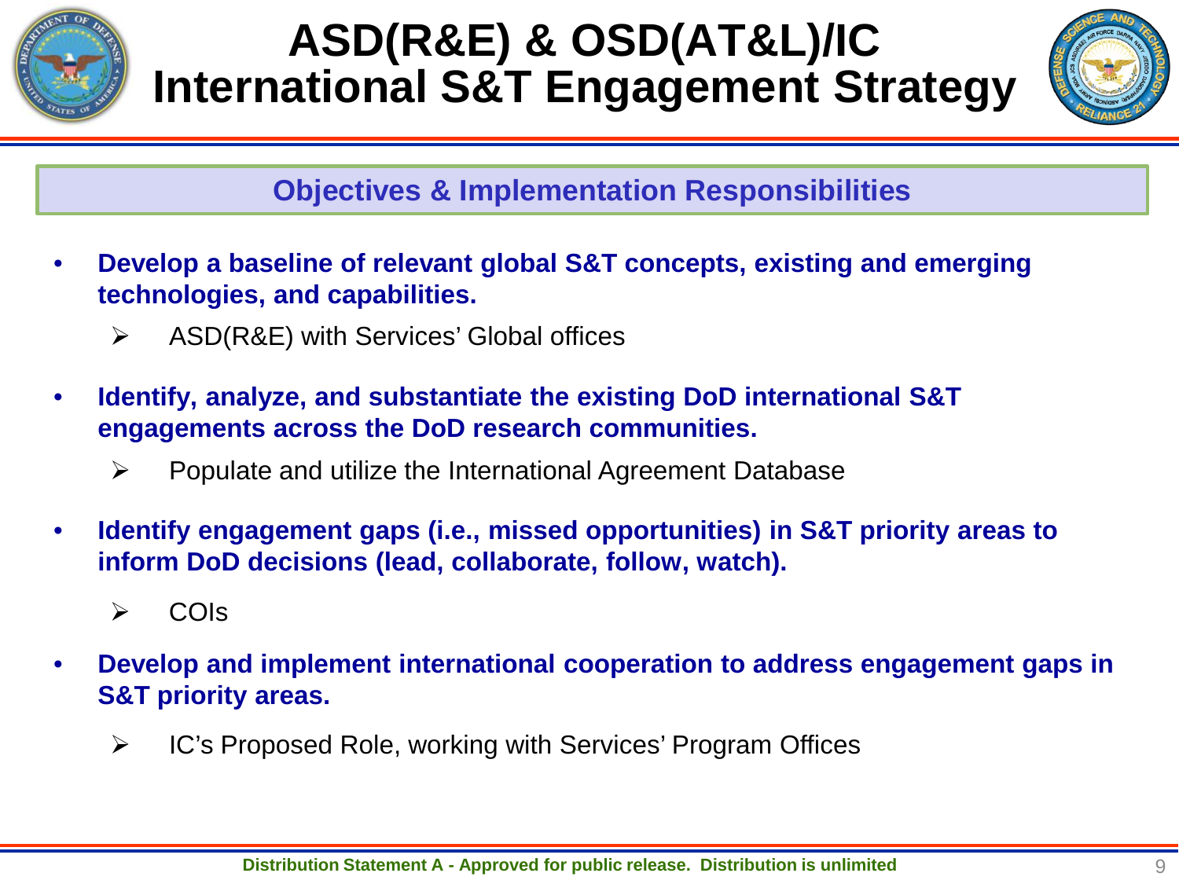# ASD(R&E) & OSD(AT&L)/IC International S&T Engagement Strategy

## Objectives & Implementation Responsibilities

- **Develop a baseline of relevant global S&T concepts, existing and emerging technologies, and capabilities.**
  - ASD(R&E) with Services' Global offices
- **Identify, analyze, and substantiate the existing DoD international S&T engagements across the DoD research communities.**
  - Populate and utilize the International Agreement Database
- **Identify engagement gaps (i.e., missed opportunities) in S&T priority areas to inform DoD decisions (lead, collaborate, follow, watch).**
  - COIs
- **Develop and implement international cooperation to address engagement gaps in S&T priority areas.**
  - IC's Proposed Role, working with Services' Program Offices

Distribution Statement A - Approved for public release. Distribution is unlimited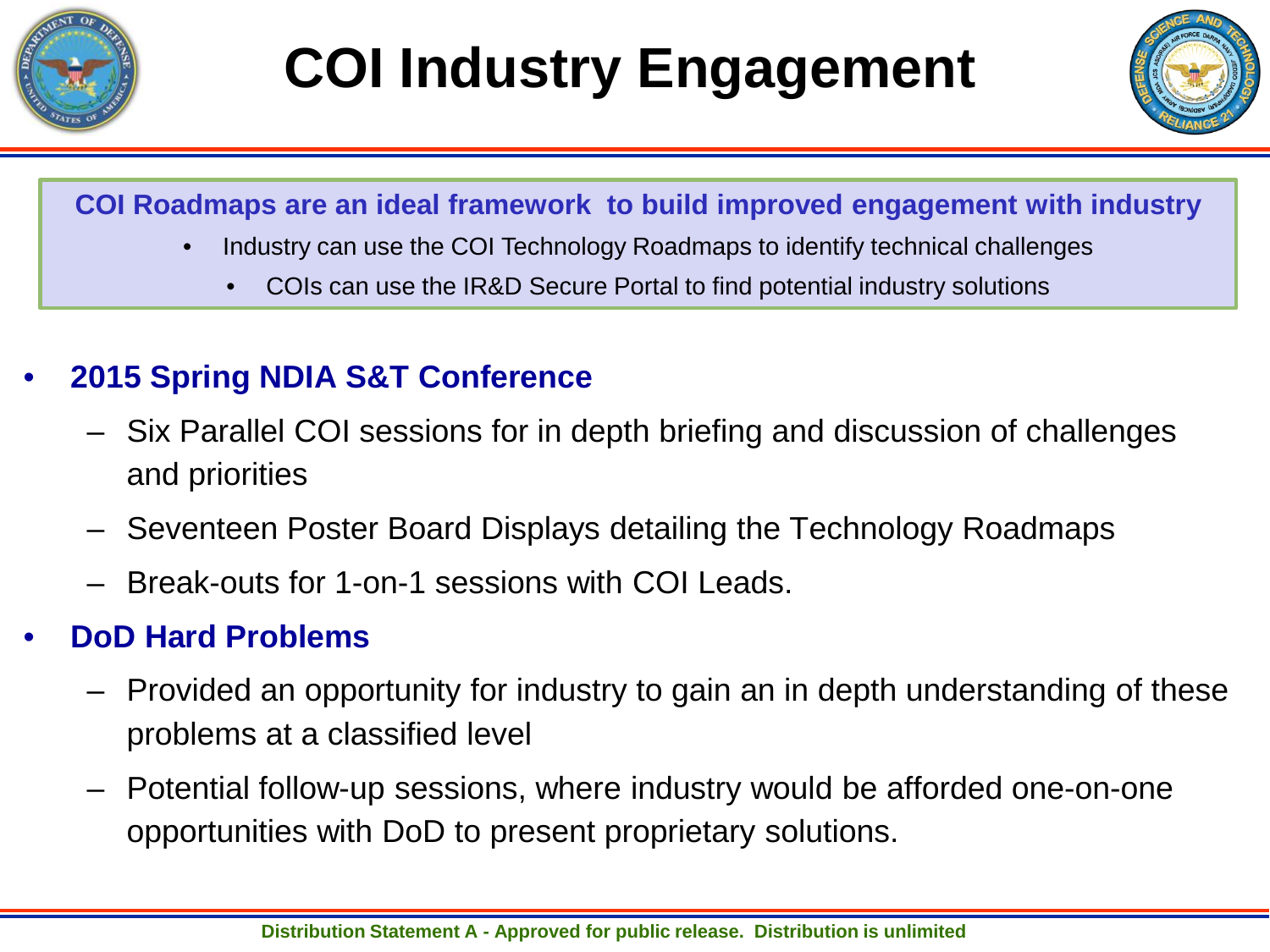# COI Industry Engagement

**COI Roadmaps are an ideal framework to build improved engagement with industry**

- Industry can use the COI Technology Roadmaps to identify technical challenges
  - COIs can use the IR&D Secure Portal to find potential industry solutions

- **2015 Spring NDIA S&T Conference**
  - Six Parallel COI sessions for in depth briefing and discussion of challenges and priorities
  - Seventeen Poster Board Displays detailing the Technology Roadmaps
  - Break-outs for 1-on-1 sessions with COI Leads.
- **DoD Hard Problems**
  - Provided an opportunity for industry to gain an in depth understanding of these problems at a classified level
  - Potential follow-up sessions, where industry would be afforded one-on-one opportunities with DoD to present proprietary solutions.

Distribution Statement A - Approved for public release. Distribution is unlimited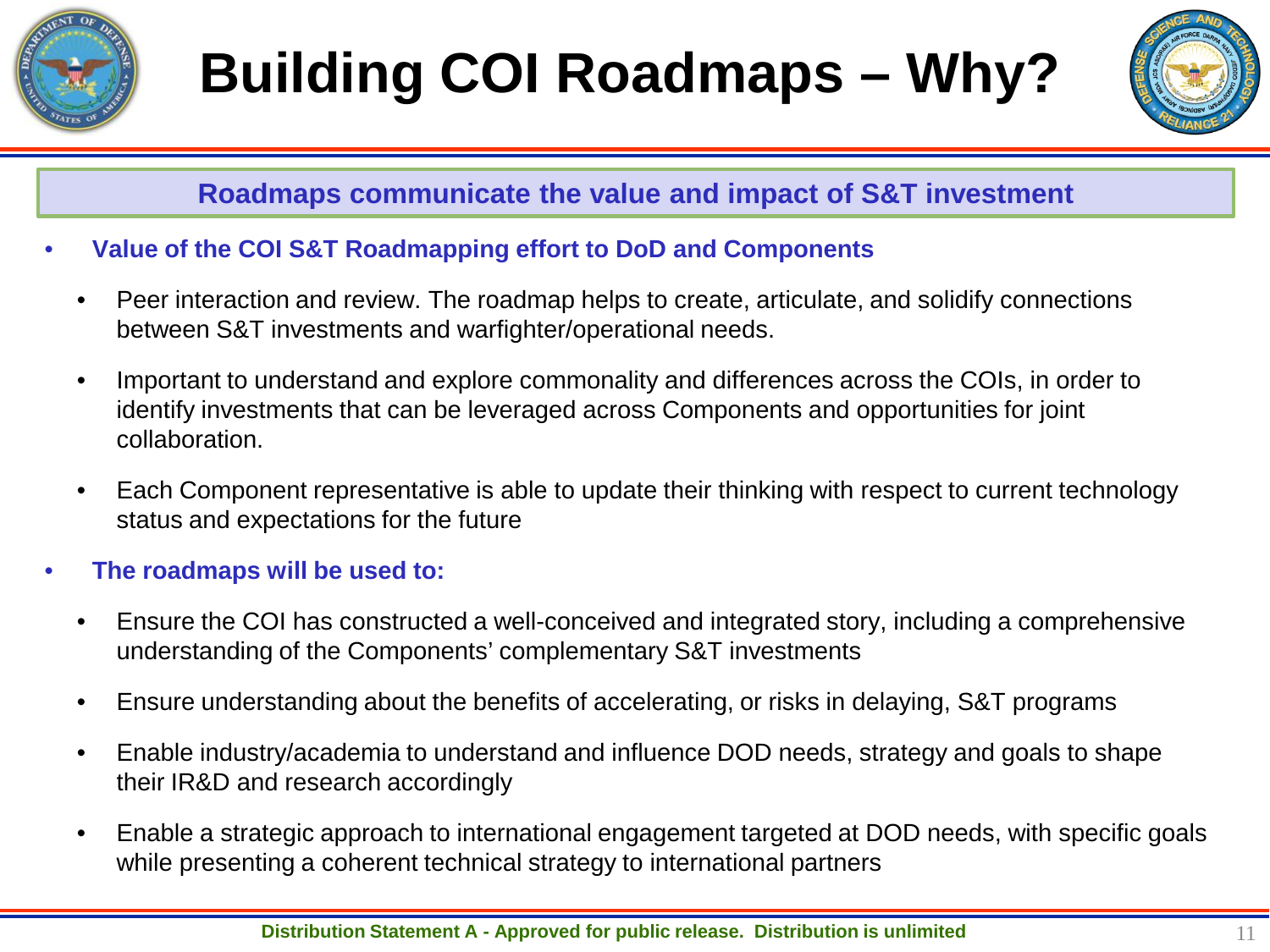# Building COI Roadmaps – Why?

**Roadmaps communicate the value and impact of S&T investment**

- **Value of the COI S&T Roadmapping effort to DoD and Components**
  - Peer interaction and review. The roadmap helps to create, articulate, and solidify connections between S&T investments and warfighter/operational needs.
  - Important to understand and explore commonality and differences across the COIs, in order to identify investments that can be leveraged across Components and opportunities for joint collaboration.
  - Each Component representative is able to update their thinking with respect to current technology status and expectations for the future
- **The roadmaps will be used to:**
  - Ensure the COI has constructed a well-conceived and integrated story, including a comprehensive understanding of the Components' complementary S&T investments
  - Ensure understanding about the benefits of accelerating, or risks in delaying, S&T programs
  - Enable industry/academia to understand and influence DOD needs, strategy and goals to shape their IR&D and research accordingly
  - Enable a strategic approach to international engagement targeted at DOD needs, with specific goals while presenting a coherent technical strategy to international partners

**Distribution Statement A - Approved for public release. Distribution is unlimited**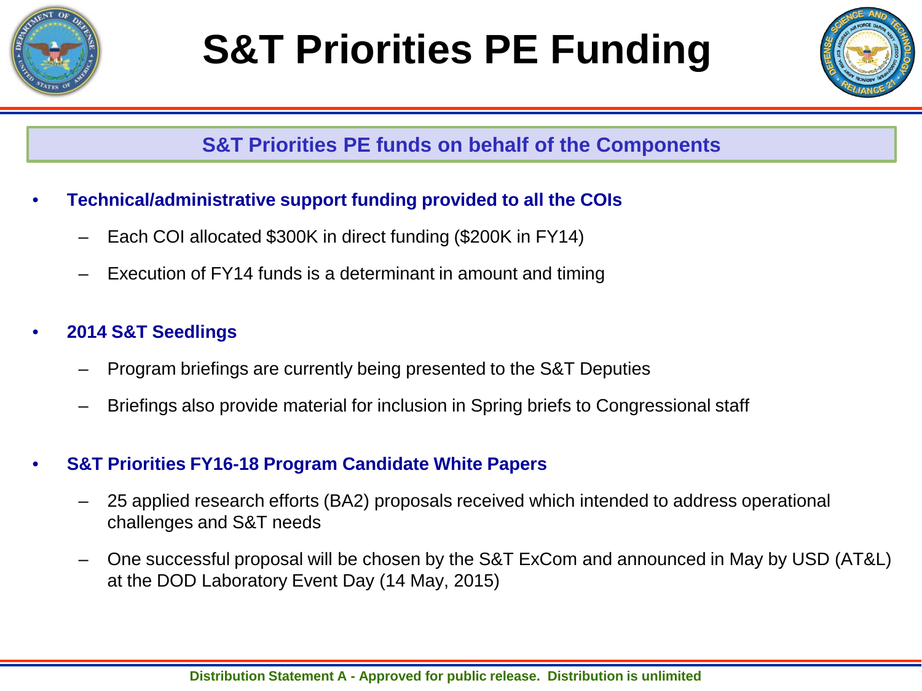# S&T Priorities PE Funding

**S&T Priorities PE funds on behalf of the Components**

- **Technical/administrative support funding provided to all the COIs**
  - Each COI allocated $300K in direct funding ($200K in FY14)
  - Execution of FY14 funds is a determinant in amount and timing
- **2014 S&T Seedlings**
  - Program briefings are currently being presented to the S&T Deputies
  - Briefings also provide material for inclusion in Spring briefs to Congressional staff
- **S&T Priorities FY16-18 Program Candidate White Papers**
  - 25 applied research efforts (BA2) proposals received which intended to address operational challenges and S&T needs
  - One successful proposal will be chosen by the S&T ExCom and announced in May by USD (AT&L) at the DOD Laboratory Event Day (14 May, 2015)

Distribution Statement A - Approved for public release. Distribution is unlimited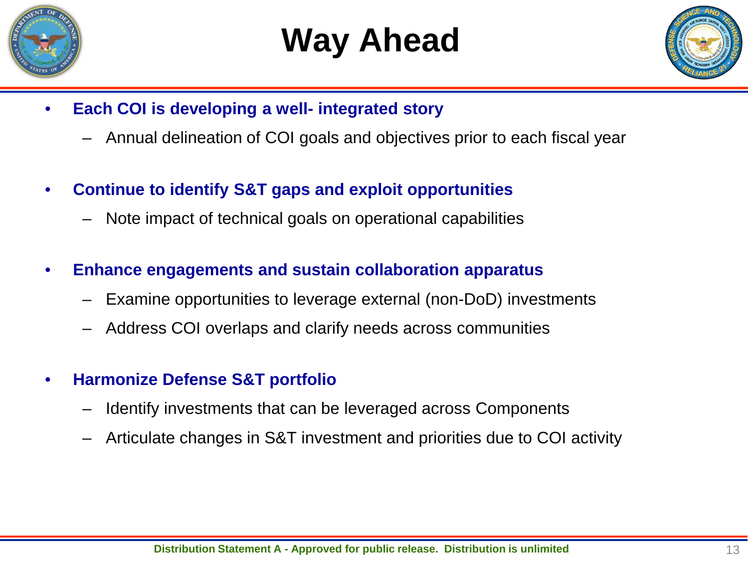# Way Ahead

- **Each COI is developing a well- integrated story**
  - Annual delineation of COI goals and objectives prior to each fiscal year
- **Continue to identify S&T gaps and exploit opportunities**
  - Note impact of technical goals on operational capabilities
- **Enhance engagements and sustain collaboration apparatus**
  - Examine opportunities to leverage external (non-DoD) investments
  - Address COI overlaps and clarify needs across communities
- **Harmonize Defense S&T portfolio**
  - Identify investments that can be leveraged across Components
  - Articulate changes in S&T investment and priorities due to COI activity

Distribution Statement A - Approved for public release. Distribution is unlimited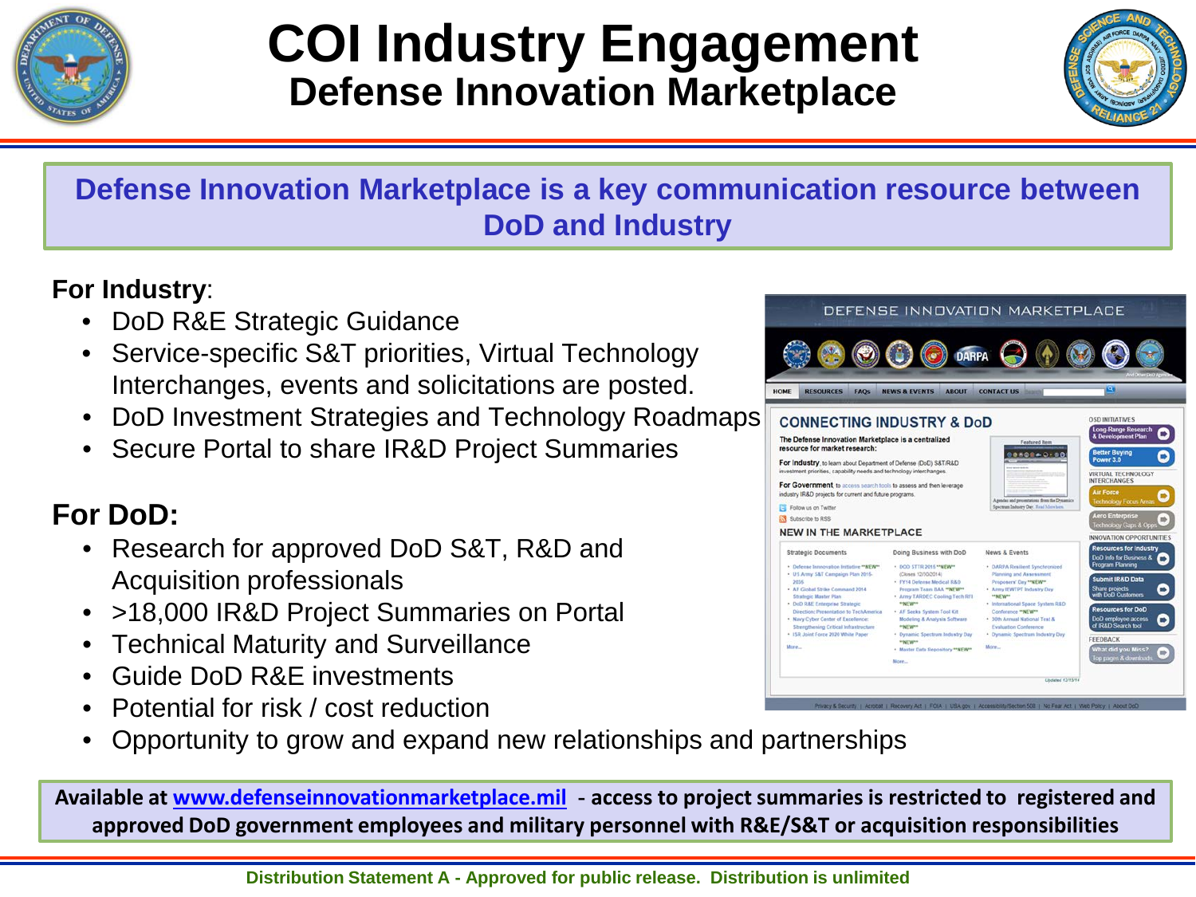# COI Industry Engagement

## Defense Innovation Marketplace

**Defense Innovation Marketplace is a key communication resource between DoD and Industry**

**For Industry**:

- DoD R&E Strategic Guidance
- Service-specific S&T priorities, Virtual Technology Interchanges, events and solicitations are posted.
- DoD Investment Strategies and Technology Roadmaps
- Secure Portal to share IR&D Project Summaries

**For DoD:**

- Research for approved DoD S&T, R&D and Acquisition professionals
- >18,000 IR&D Project Summaries on Portal
- Technical Maturity and Surveillance
- Guide DoD R&E investments
- Potential for risk / cost reduction
- Opportunity to grow and expand new relationships and partnerships

**Available at [www.defenseinnovationmarketplace.mil](http://www.defenseinnovationmarketplace.mil) - access to project summaries is restricted to registered and approved DoD government employees and military personnel with R&E/S&T or acquisition responsibilities**

Distribution Statement A - Approved for public release. Distribution is unlimited